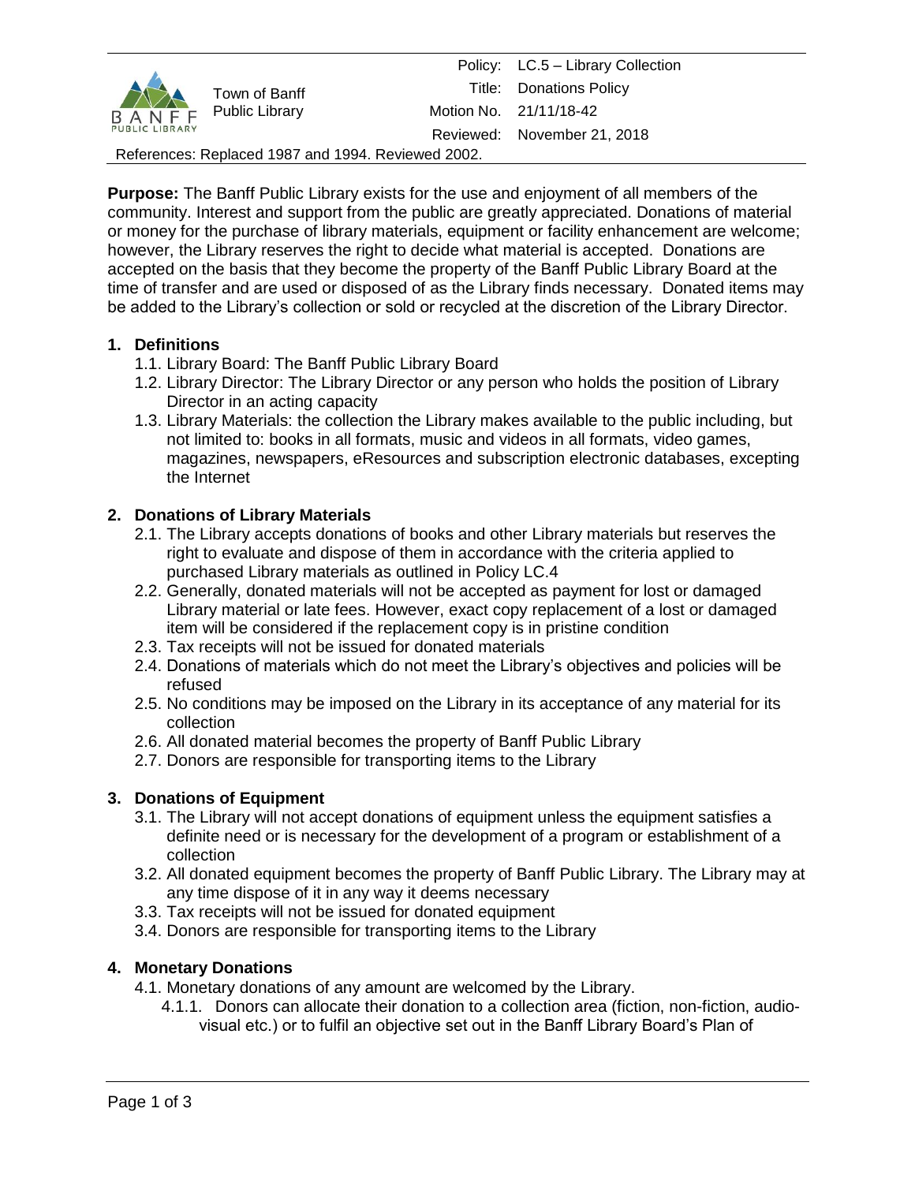| | | | |
|---|---|---|---|
| Town of Banff Public Library | | Policy: | LC.5 – Library Collection |
| | | Title: | Donations Policy |
| | | Motion No. | 21/11/18-42 |
| | | Reviewed: | November 21, 2018 |

References: Replaced 1987 and 1994. Reviewed 2002.

**Purpose:** The Banff Public Library exists for the use and enjoyment of all members of the community. Interest and support from the public are greatly appreciated. Donations of material or money for the purchase of library materials, equipment or facility enhancement are welcome; however, the Library reserves the right to decide what material is accepted. Donations are accepted on the basis that they become the property of the Banff Public Library Board at the time of transfer and are used or disposed of as the Library finds necessary. Donated items may be added to the Library's collection or sold or recycled at the discretion of the Library Director.

## 1. Definitions

1.1. Library Board: The Banff Public Library Board

1.2. Library Director: The Library Director or any person who holds the position of Library Director in an acting capacity

1.3. Library Materials: the collection the Library makes available to the public including, but not limited to: books in all formats, music and videos in all formats, video games, magazines, newspapers, eResources and subscription electronic databases, excepting the Internet

## 2. Donations of Library Materials

2.1. The Library accepts donations of books and other Library materials but reserves the right to evaluate and dispose of them in accordance with the criteria applied to purchased Library materials as outlined in Policy LC.4

2.2. Generally, donated materials will not be accepted as payment for lost or damaged Library material or late fees. However, exact copy replacement of a lost or damaged item will be considered if the replacement copy is in pristine condition

2.3. Tax receipts will not be issued for donated materials

2.4. Donations of materials which do not meet the Library's objectives and policies will be refused

2.5. No conditions may be imposed on the Library in its acceptance of any material for its collection

2.6. All donated material becomes the property of Banff Public Library

2.7. Donors are responsible for transporting items to the Library

## 3. Donations of Equipment

3.1. The Library will not accept donations of equipment unless the equipment satisfies a definite need or is necessary for the development of a program or establishment of a collection

3.2. All donated equipment becomes the property of Banff Public Library. The Library may at any time dispose of it in any way it deems necessary

3.3. Tax receipts will not be issued for donated equipment

3.4. Donors are responsible for transporting items to the Library

## 4. Monetary Donations

4.1. Monetary donations of any amount are welcomed by the Library.

4.1.1. Donors can allocate their donation to a collection area (fiction, non-fiction, audio-visual etc.) or to fulfil an objective set out in the Banff Library Board's Plan of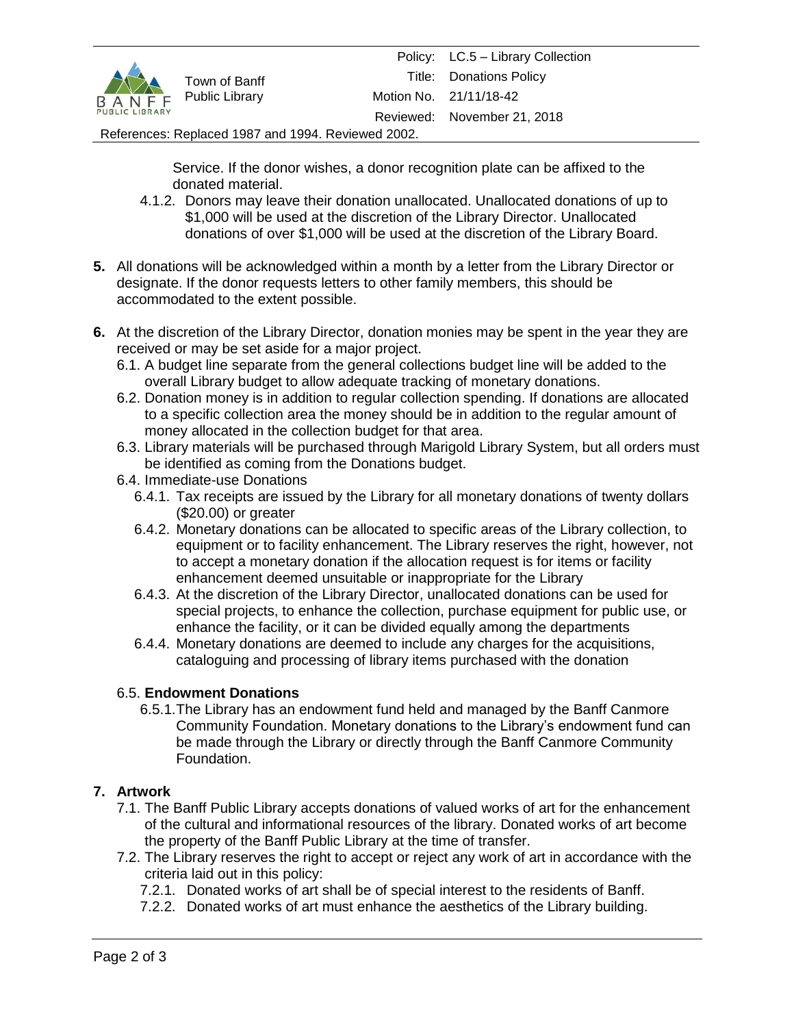Service. If the donor wishes, a donor recognition plate can be affixed to the donated material.

4.1.2. Donors may leave their donation unallocated. Unallocated donations of up to $1,000 will be used at the discretion of the Library Director. Unallocated donations of over $1,000 will be used at the discretion of the Library Board.

**5.** All donations will be acknowledged within a month by a letter from the Library Director or designate. If the donor requests letters to other family members, this should be accommodated to the extent possible.

**6.** At the discretion of the Library Director, donation monies may be spent in the year they are received or may be set aside for a major project.

6.1. A budget line separate from the general collections budget line will be added to the overall Library budget to allow adequate tracking of monetary donations.

6.2. Donation money is in addition to regular collection spending. If donations are allocated to a specific collection area the money should be in addition to the regular amount of money allocated in the collection budget for that area.

6.3. Library materials will be purchased through Marigold Library System, but all orders must be identified as coming from the Donations budget.

6.4. Immediate-use Donations

6.4.1. Tax receipts are issued by the Library for all monetary donations of twenty dollars ($20.00) or greater

6.4.2. Monetary donations can be allocated to specific areas of the Library collection, to equipment or to facility enhancement. The Library reserves the right, however, not to accept a monetary donation if the allocation request is for items or facility enhancement deemed unsuitable or inappropriate for the Library

6.4.3. At the discretion of the Library Director, unallocated donations can be used for special projects, to enhance the collection, purchase equipment for public use, or enhance the facility, or it can be divided equally among the departments

6.4.4. Monetary donations are deemed to include any charges for the acquisitions, cataloguing and processing of library items purchased with the donation

6.5. **Endowment Donations**

6.5.1. The Library has an endowment fund held and managed by the Banff Canmore Community Foundation. Monetary donations to the Library's endowment fund can be made through the Library or directly through the Banff Canmore Community Foundation.

**7. Artwork**

7.1. The Banff Public Library accepts donations of valued works of art for the enhancement of the cultural and informational resources of the library. Donated works of art become the property of the Banff Public Library at the time of transfer.

7.2. The Library reserves the right to accept or reject any work of art in accordance with the criteria laid out in this policy:

7.2.1. Donated works of art shall be of special interest to the residents of Banff.

7.2.2. Donated works of art must enhance the aesthetics of the Library building.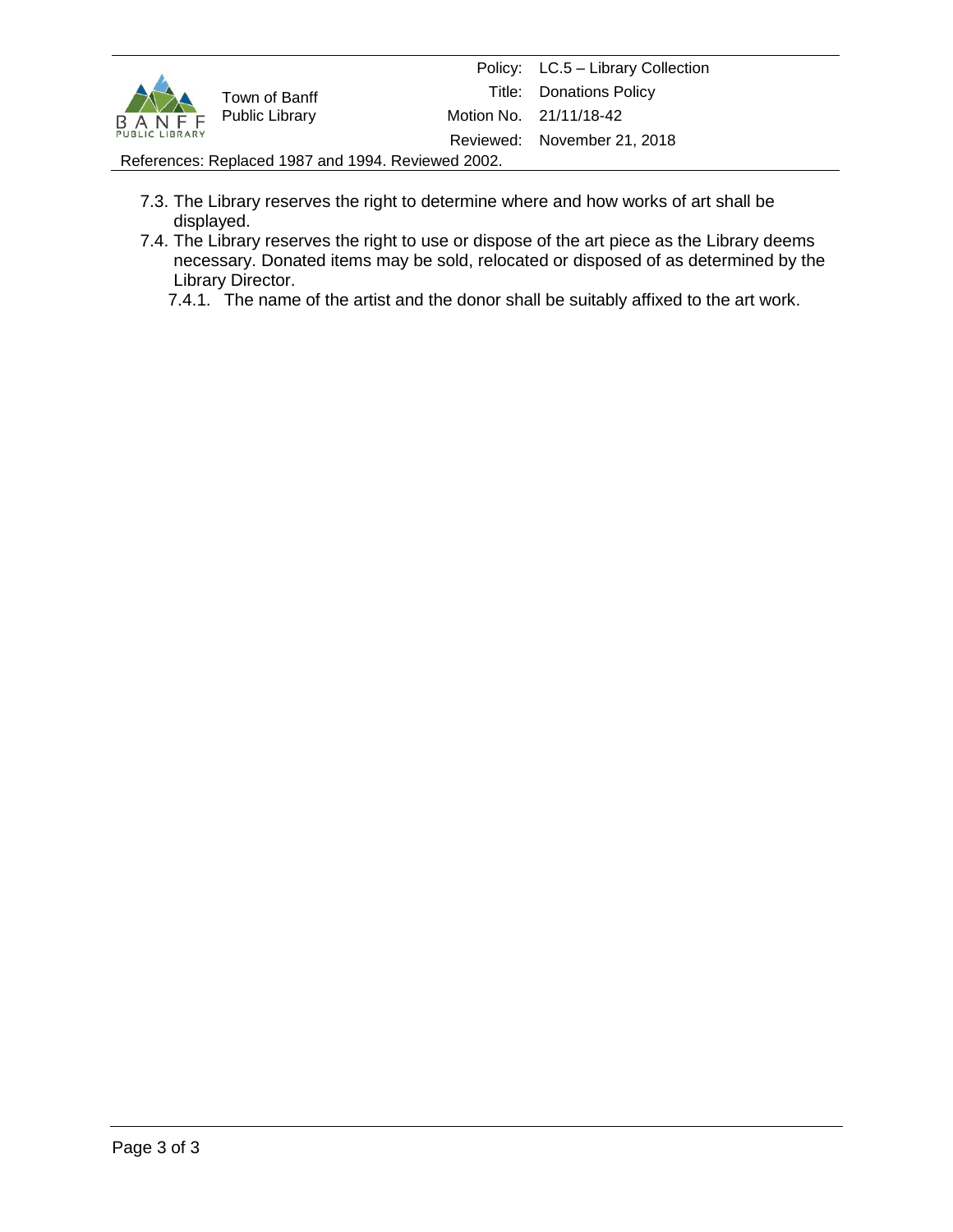7.3. The Library reserves the right to determine where and how works of art shall be displayed.

7.4. The Library reserves the right to use or dispose of the art piece as the Library deems necessary. Donated items may be sold, relocated or disposed of as determined by the Library Director.

   7.4.1. The name of the artist and the donor shall be suitably affixed to the art work.